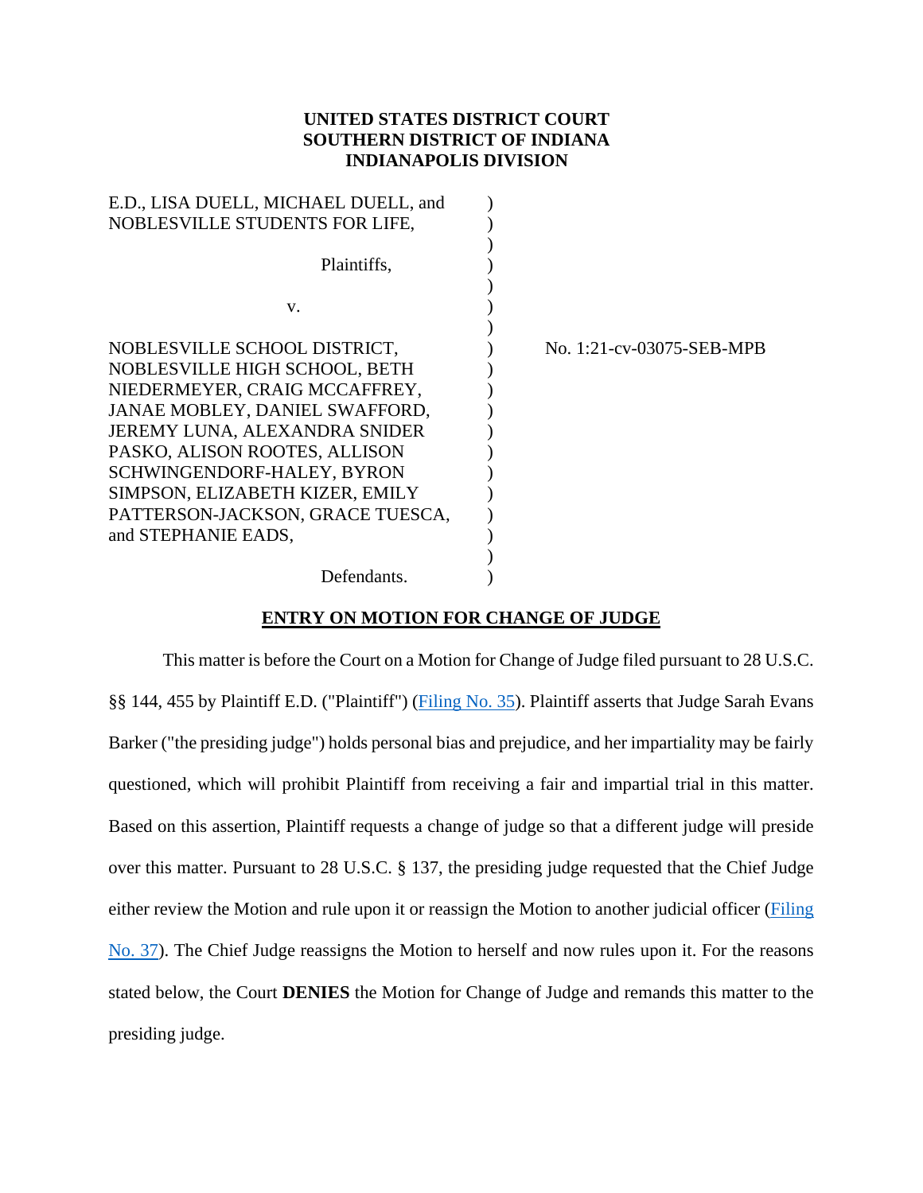**UNITED STATES DISTRICT COURT**
**SOUTHERN DISTRICT OF INDIANA**
**INDIANAPOLIS DIVISION**

E.D., LISA DUELL, MICHAEL DUELL, and NOBLESVILLE STUDENTS FOR LIFE,

Plaintiffs,

v.

NOBLESVILLE SCHOOL DISTRICT, NOBLESVILLE HIGH SCHOOL, BETH NIEDERMEYER, CRAIG MCCAFFREY, JANAE MOBLEY, DANIEL SWAFFORD, JEREMY LUNA, ALEXANDRA SNIDER PASKO, ALISON ROOTES, ALLISON SCHWINGENDORF-HALEY, BYRON SIMPSON, ELIZABETH KIZER, EMILY PATTERSON-JACKSON, GRACE TUESCA, and STEPHANIE EADS,

Defendants.

No. 1:21-cv-03075-SEB-MPB

**ENTRY ON MOTION FOR CHANGE OF JUDGE**

This matter is before the Court on a Motion for Change of Judge filed pursuant to 28 U.S.C. §§ 144, 455 by Plaintiff E.D. ("Plaintiff") (Filing No. 35). Plaintiff asserts that Judge Sarah Evans Barker ("the presiding judge") holds personal bias and prejudice, and her impartiality may be fairly questioned, which will prohibit Plaintiff from receiving a fair and impartial trial in this matter. Based on this assertion, Plaintiff requests a change of judge so that a different judge will preside over this matter. Pursuant to 28 U.S.C. § 137, the presiding judge requested that the Chief Judge either review the Motion and rule upon it or reassign the Motion to another judicial officer (Filing No. 37). The Chief Judge reassigns the Motion to herself and now rules upon it. For the reasons stated below, the Court **DENIES** the Motion for Change of Judge and remands this matter to the presiding judge.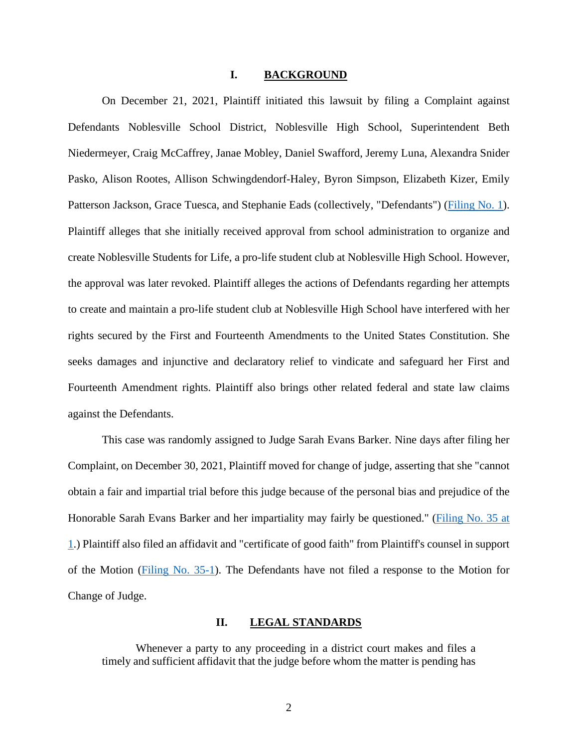## I. BACKGROUND

On December 21, 2021, Plaintiff initiated this lawsuit by filing a Complaint against Defendants Noblesville School District, Noblesville High School, Superintendent Beth Niedermeyer, Craig McCaffrey, Janae Mobley, Daniel Swafford, Jeremy Luna, Alexandra Snider Pasko, Alison Rootes, Allison Schwingdendorf-Haley, Byron Simpson, Elizabeth Kizer, Emily Patterson Jackson, Grace Tuesca, and Stephanie Eads (collectively, "Defendants") (Filing No. 1). Plaintiff alleges that she initially received approval from school administration to organize and create Noblesville Students for Life, a pro-life student club at Noblesville High School. However, the approval was later revoked. Plaintiff alleges the actions of Defendants regarding her attempts to create and maintain a pro-life student club at Noblesville High School have interfered with her rights secured by the First and Fourteenth Amendments to the United States Constitution. She seeks damages and injunctive and declaratory relief to vindicate and safeguard her First and Fourteenth Amendment rights. Plaintiff also brings other related federal and state law claims against the Defendants.

This case was randomly assigned to Judge Sarah Evans Barker. Nine days after filing her Complaint, on December 30, 2021, Plaintiff moved for change of judge, asserting that she "cannot obtain a fair and impartial trial before this judge because of the personal bias and prejudice of the Honorable Sarah Evans Barker and her impartiality may fairly be questioned." (Filing No. 35 at 1.) Plaintiff also filed an affidavit and "certificate of good faith" from Plaintiff's counsel in support of the Motion (Filing No. 35-1). The Defendants have not filed a response to the Motion for Change of Judge.

## II. LEGAL STANDARDS

> Whenever a party to any proceeding in a district court makes and files a timely and sufficient affidavit that the judge before whom the matter is pending has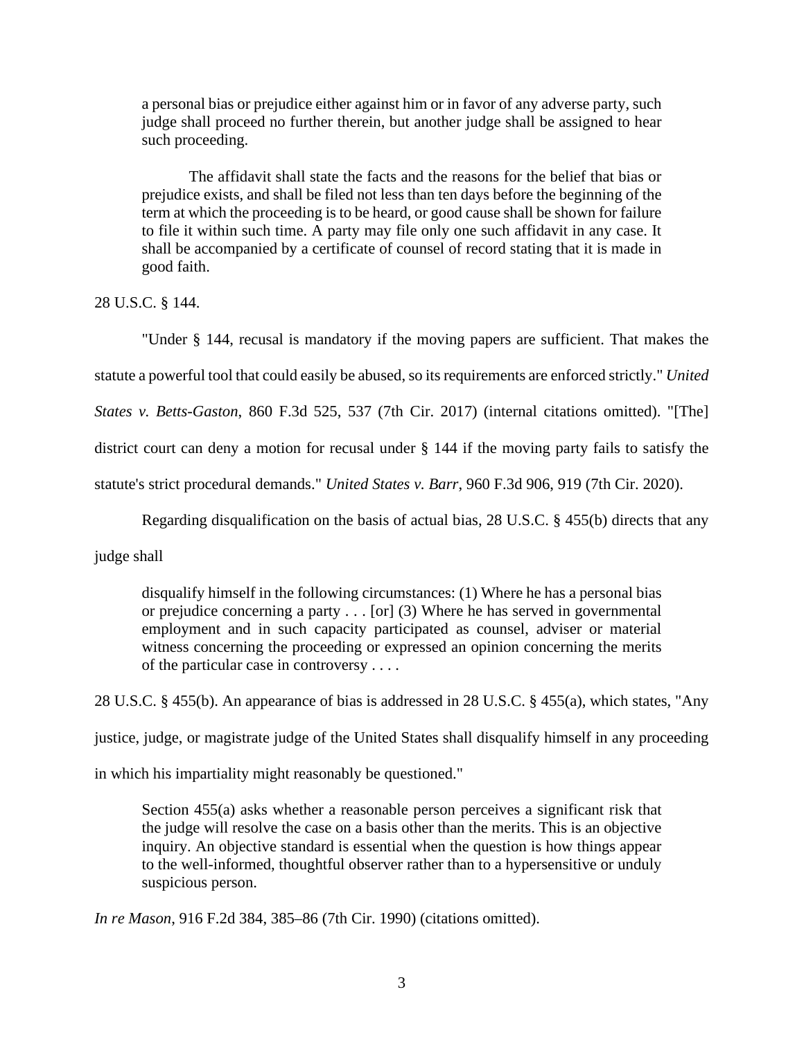> a personal bias or prejudice either against him or in favor of any adverse party, such judge shall proceed no further therein, but another judge shall be assigned to hear such proceeding.
>
> The affidavit shall state the facts and the reasons for the belief that bias or prejudice exists, and shall be filed not less than ten days before the beginning of the term at which the proceeding is to be heard, or good cause shall be shown for failure to file it within such time. A party may file only one such affidavit in any case. It shall be accompanied by a certificate of counsel of record stating that it is made in good faith.

28 U.S.C. § 144.

"Under § 144, recusal is mandatory if the moving papers are sufficient. That makes the statute a powerful tool that could easily be abused, so its requirements are enforced strictly." *United States v. Betts-Gaston*, 860 F.3d 525, 537 (7th Cir. 2017) (internal citations omitted). "[The] district court can deny a motion for recusal under § 144 if the moving party fails to satisfy the statute's strict procedural demands." *United States v. Barr*, 960 F.3d 906, 919 (7th Cir. 2020).

Regarding disqualification on the basis of actual bias, 28 U.S.C. § 455(b) directs that any judge shall

> disqualify himself in the following circumstances: (1) Where he has a personal bias or prejudice concerning a party . . . [or] (3) Where he has served in governmental employment and in such capacity participated as counsel, adviser or material witness concerning the proceeding or expressed an opinion concerning the merits of the particular case in controversy . . . .

28 U.S.C. § 455(b). An appearance of bias is addressed in 28 U.S.C. § 455(a), which states, "Any justice, judge, or magistrate judge of the United States shall disqualify himself in any proceeding in which his impartiality might reasonably be questioned."

> Section 455(a) asks whether a reasonable person perceives a significant risk that the judge will resolve the case on a basis other than the merits. This is an objective inquiry. An objective standard is essential when the question is how things appear to the well-informed, thoughtful observer rather than to a hypersensitive or unduly suspicious person.

*In re Mason*, 916 F.2d 384, 385–86 (7th Cir. 1990) (citations omitted).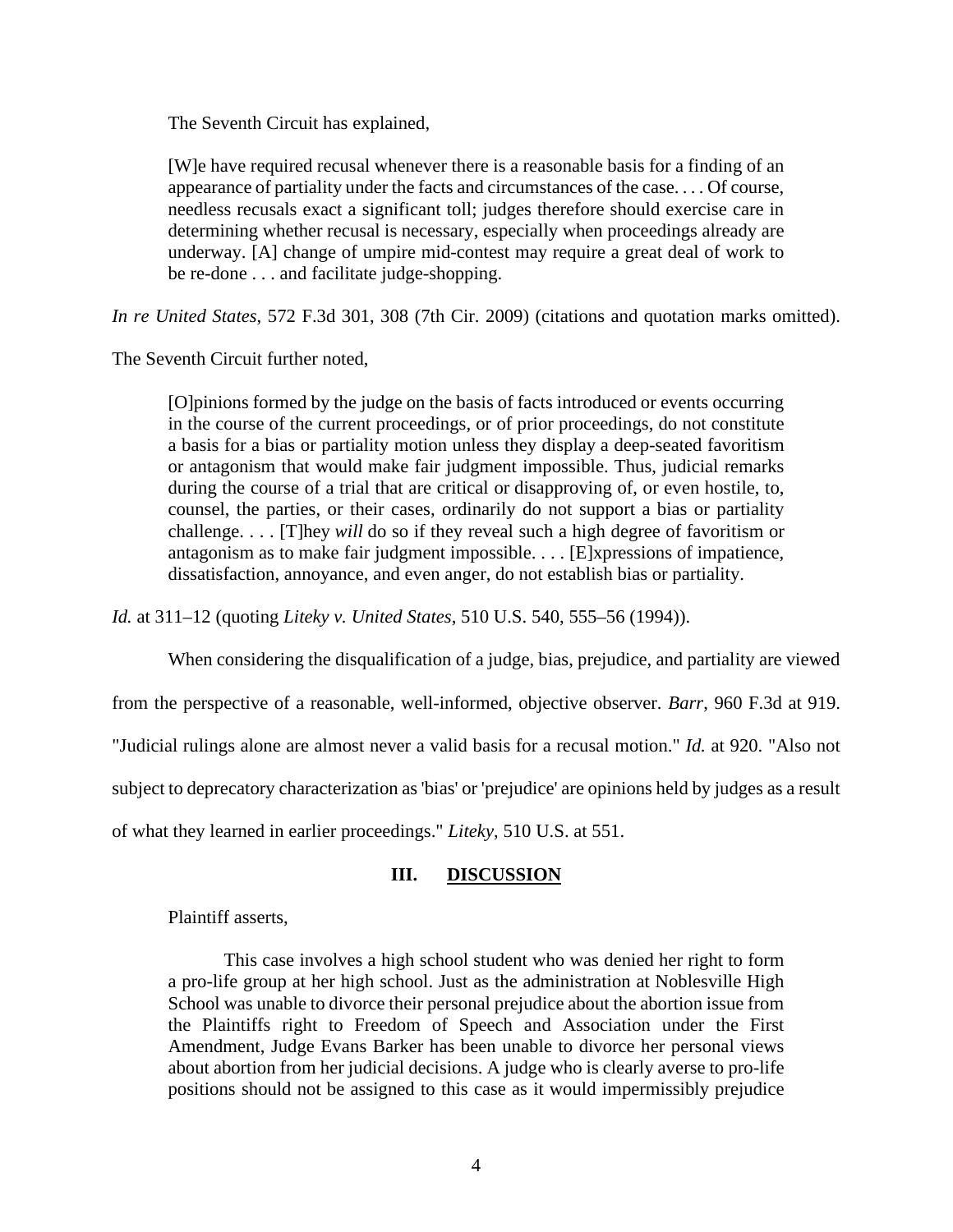The Seventh Circuit has explained,

> [W]e have required recusal whenever there is a reasonable basis for a finding of an appearance of partiality under the facts and circumstances of the case. . . . Of course, needless recusals exact a significant toll; judges therefore should exercise care in determining whether recusal is necessary, especially when proceedings already are underway. [A] change of umpire mid-contest may require a great deal of work to be re-done . . . and facilitate judge-shopping.

*In re United States*, 572 F.3d 301, 308 (7th Cir. 2009) (citations and quotation marks omitted).

The Seventh Circuit further noted,

> [O]pinions formed by the judge on the basis of facts introduced or events occurring in the course of the current proceedings, or of prior proceedings, do not constitute a basis for a bias or partiality motion unless they display a deep-seated favoritism or antagonism that would make fair judgment impossible. Thus, judicial remarks during the course of a trial that are critical or disapproving of, or even hostile, to, counsel, the parties, or their cases, ordinarily do not support a bias or partiality challenge. . . . [T]hey *will* do so if they reveal such a high degree of favoritism or antagonism as to make fair judgment impossible. . . . [E]xpressions of impatience, dissatisfaction, annoyance, and even anger, do not establish bias or partiality.

*Id.* at 311–12 (quoting *Liteky v. United States*, 510 U.S. 540, 555–56 (1994)).

When considering the disqualification of a judge, bias, prejudice, and partiality are viewed from the perspective of a reasonable, well-informed, objective observer. *Barr*, 960 F.3d at 919. "Judicial rulings alone are almost never a valid basis for a recusal motion." *Id.* at 920. "Also not subject to deprecatory characterization as 'bias' or 'prejudice' are opinions held by judges as a result of what they learned in earlier proceedings." *Liteky*, 510 U.S. at 551.

## III. DISCUSSION

Plaintiff asserts,

> This case involves a high school student who was denied her right to form a pro-life group at her high school. Just as the administration at Noblesville High School was unable to divorce their personal prejudice about the abortion issue from the Plaintiffs right to Freedom of Speech and Association under the First Amendment, Judge Evans Barker has been unable to divorce her personal views about abortion from her judicial decisions. A judge who is clearly averse to pro-life positions should not be assigned to this case as it would impermissibly prejudice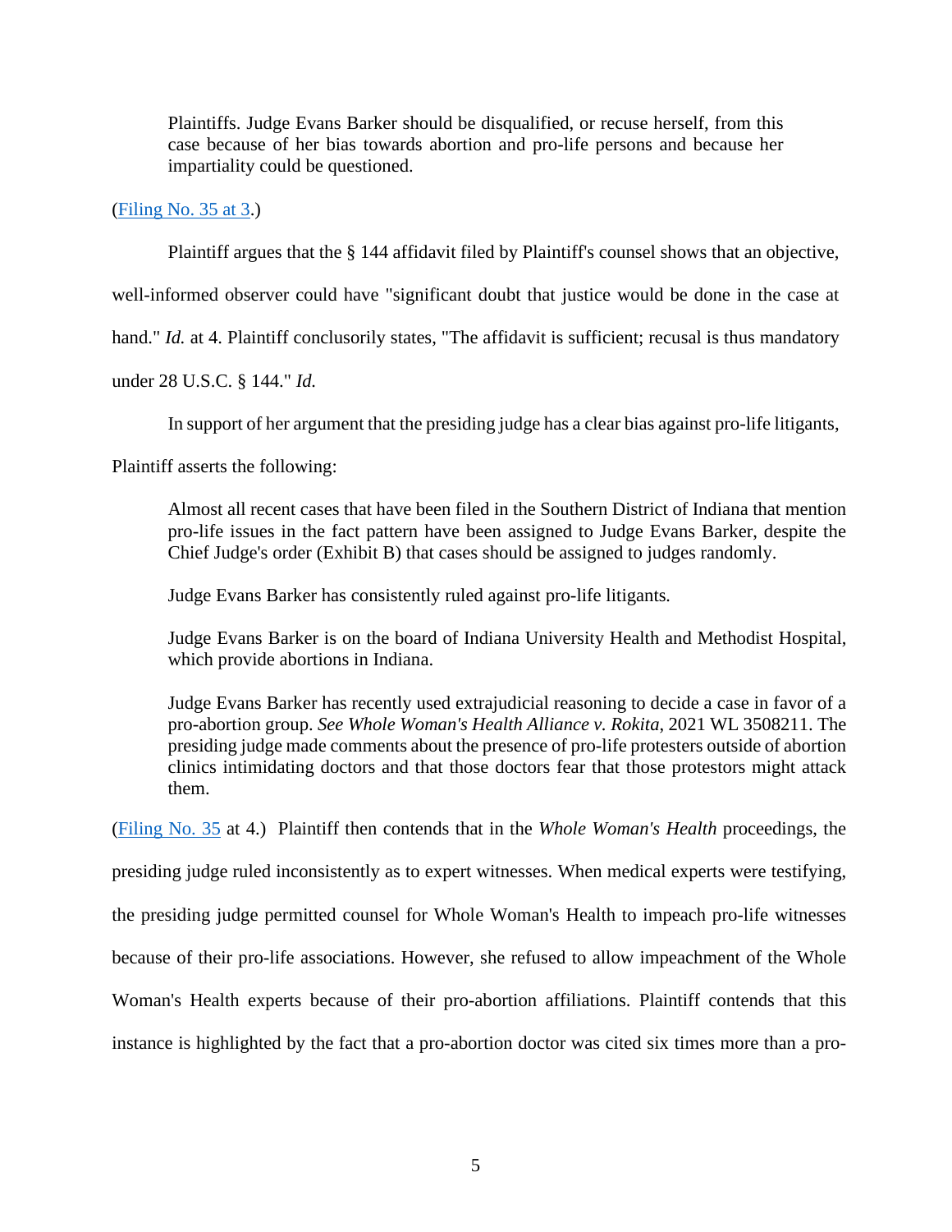> Plaintiffs. Judge Evans Barker should be disqualified, or recuse herself, from this case because of her bias towards abortion and pro-life persons and because her impartiality could be questioned.

(Filing No. 35 at 3.)

Plaintiff argues that the § 144 affidavit filed by Plaintiff's counsel shows that an objective, well-informed observer could have "significant doubt that justice would be done in the case at hand." *Id.* at 4. Plaintiff conclusorily states, "The affidavit is sufficient; recusal is thus mandatory under 28 U.S.C. § 144." *Id.*

In support of her argument that the presiding judge has a clear bias against pro-life litigants, Plaintiff asserts the following:

> Almost all recent cases that have been filed in the Southern District of Indiana that mention pro-life issues in the fact pattern have been assigned to Judge Evans Barker, despite the Chief Judge's order (Exhibit B) that cases should be assigned to judges randomly.
>
> Judge Evans Barker has consistently ruled against pro-life litigants.
>
> Judge Evans Barker is on the board of Indiana University Health and Methodist Hospital, which provide abortions in Indiana.
>
> Judge Evans Barker has recently used extrajudicial reasoning to decide a case in favor of a pro-abortion group. *See Whole Woman's Health Alliance v. Rokita*, 2021 WL 3508211. The presiding judge made comments about the presence of pro-life protesters outside of abortion clinics intimidating doctors and that those doctors fear that those protestors might attack them.

(Filing No. 35 at 4.) Plaintiff then contends that in the *Whole Woman's Health* proceedings, the presiding judge ruled inconsistently as to expert witnesses. When medical experts were testifying, the presiding judge permitted counsel for Whole Woman's Health to impeach pro-life witnesses because of their pro-life associations. However, she refused to allow impeachment of the Whole Woman's Health experts because of their pro-abortion affiliations. Plaintiff contends that this instance is highlighted by the fact that a pro-abortion doctor was cited six times more than a pro-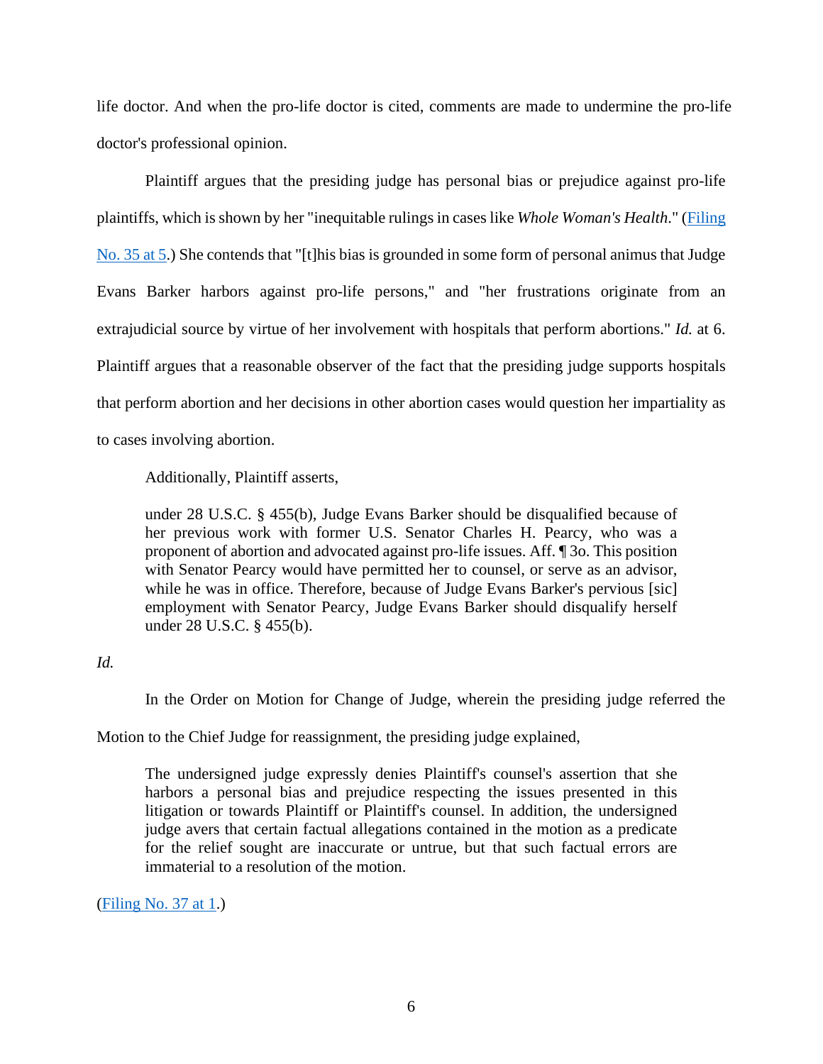life doctor. And when the pro-life doctor is cited, comments are made to undermine the pro-life doctor's professional opinion.

Plaintiff argues that the presiding judge has personal bias or prejudice against pro-life plaintiffs, which is shown by her "inequitable rulings in cases like *Whole Woman's Health*." (Filing No. 35 at 5.) She contends that "[t]his bias is grounded in some form of personal animus that Judge Evans Barker harbors against pro-life persons," and "her frustrations originate from an extrajudicial source by virtue of her involvement with hospitals that perform abortions." *Id.* at 6. Plaintiff argues that a reasonable observer of the fact that the presiding judge supports hospitals that perform abortion and her decisions in other abortion cases would question her impartiality as to cases involving abortion.

Additionally, Plaintiff asserts,

> under 28 U.S.C. § 455(b), Judge Evans Barker should be disqualified because of her previous work with former U.S. Senator Charles H. Pearcy, who was a proponent of abortion and advocated against pro-life issues. Aff. ¶ 3o. This position with Senator Pearcy would have permitted her to counsel, or serve as an advisor, while he was in office. Therefore, because of Judge Evans Barker's pervious [sic] employment with Senator Pearcy, Judge Evans Barker should disqualify herself under 28 U.S.C. § 455(b).

*Id.*

In the Order on Motion for Change of Judge, wherein the presiding judge referred the Motion to the Chief Judge for reassignment, the presiding judge explained,

> The undersigned judge expressly denies Plaintiff's counsel's assertion that she harbors a personal bias and prejudice respecting the issues presented in this litigation or towards Plaintiff or Plaintiff's counsel. In addition, the undersigned judge avers that certain factual allegations contained in the motion as a predicate for the relief sought are inaccurate or untrue, but that such factual errors are immaterial to a resolution of the motion.

(Filing No. 37 at 1.)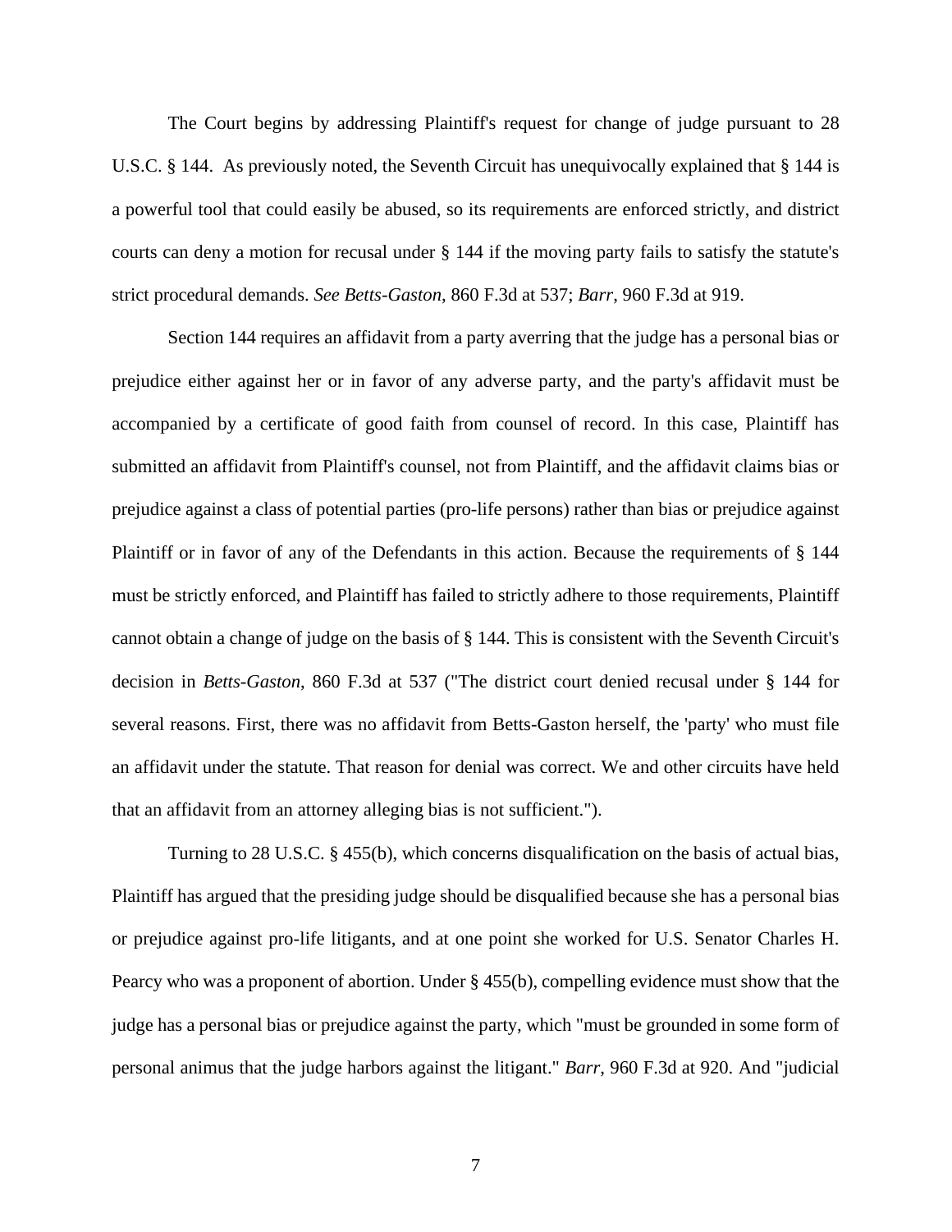The Court begins by addressing Plaintiff's request for change of judge pursuant to 28 U.S.C. § 144. As previously noted, the Seventh Circuit has unequivocally explained that § 144 is a powerful tool that could easily be abused, so its requirements are enforced strictly, and district courts can deny a motion for recusal under § 144 if the moving party fails to satisfy the statute's strict procedural demands. *See Betts-Gaston*, 860 F.3d at 537; *Barr*, 960 F.3d at 919.

Section 144 requires an affidavit from a party averring that the judge has a personal bias or prejudice either against her or in favor of any adverse party, and the party's affidavit must be accompanied by a certificate of good faith from counsel of record. In this case, Plaintiff has submitted an affidavit from Plaintiff's counsel, not from Plaintiff, and the affidavit claims bias or prejudice against a class of potential parties (pro-life persons) rather than bias or prejudice against Plaintiff or in favor of any of the Defendants in this action. Because the requirements of § 144 must be strictly enforced, and Plaintiff has failed to strictly adhere to those requirements, Plaintiff cannot obtain a change of judge on the basis of § 144. This is consistent with the Seventh Circuit's decision in *Betts-Gaston*, 860 F.3d at 537 ("The district court denied recusal under § 144 for several reasons. First, there was no affidavit from Betts-Gaston herself, the 'party' who must file an affidavit under the statute. That reason for denial was correct. We and other circuits have held that an affidavit from an attorney alleging bias is not sufficient.").

Turning to 28 U.S.C. § 455(b), which concerns disqualification on the basis of actual bias, Plaintiff has argued that the presiding judge should be disqualified because she has a personal bias or prejudice against pro-life litigants, and at one point she worked for U.S. Senator Charles H. Pearcy who was a proponent of abortion. Under § 455(b), compelling evidence must show that the judge has a personal bias or prejudice against the party, which "must be grounded in some form of personal animus that the judge harbors against the litigant." *Barr*, 960 F.3d at 920. And "judicial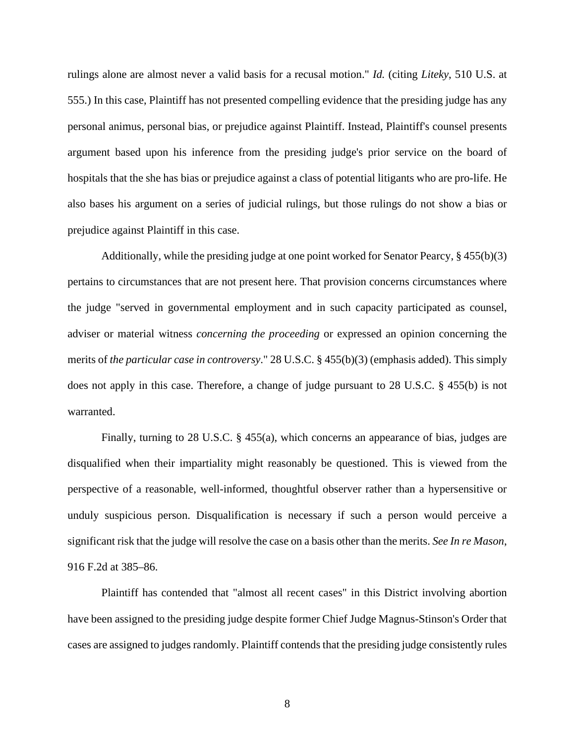rulings alone are almost never a valid basis for a recusal motion." *Id.* (citing *Liteky*, 510 U.S. at 555.) In this case, Plaintiff has not presented compelling evidence that the presiding judge has any personal animus, personal bias, or prejudice against Plaintiff. Instead, Plaintiff's counsel presents argument based upon his inference from the presiding judge's prior service on the board of hospitals that the she has bias or prejudice against a class of potential litigants who are pro-life. He also bases his argument on a series of judicial rulings, but those rulings do not show a bias or prejudice against Plaintiff in this case.

Additionally, while the presiding judge at one point worked for Senator Pearcy, § 455(b)(3) pertains to circumstances that are not present here. That provision concerns circumstances where the judge "served in governmental employment and in such capacity participated as counsel, adviser or material witness *concerning the proceeding* or expressed an opinion concerning the merits of *the particular case in controversy*." 28 U.S.C. § 455(b)(3) (emphasis added). This simply does not apply in this case. Therefore, a change of judge pursuant to 28 U.S.C. § 455(b) is not warranted.

Finally, turning to 28 U.S.C. § 455(a), which concerns an appearance of bias, judges are disqualified when their impartiality might reasonably be questioned. This is viewed from the perspective of a reasonable, well-informed, thoughtful observer rather than a hypersensitive or unduly suspicious person. Disqualification is necessary if such a person would perceive a significant risk that the judge will resolve the case on a basis other than the merits. *See In re Mason*, 916 F.2d at 385–86.

Plaintiff has contended that "almost all recent cases" in this District involving abortion have been assigned to the presiding judge despite former Chief Judge Magnus-Stinson's Order that cases are assigned to judges randomly. Plaintiff contends that the presiding judge consistently rules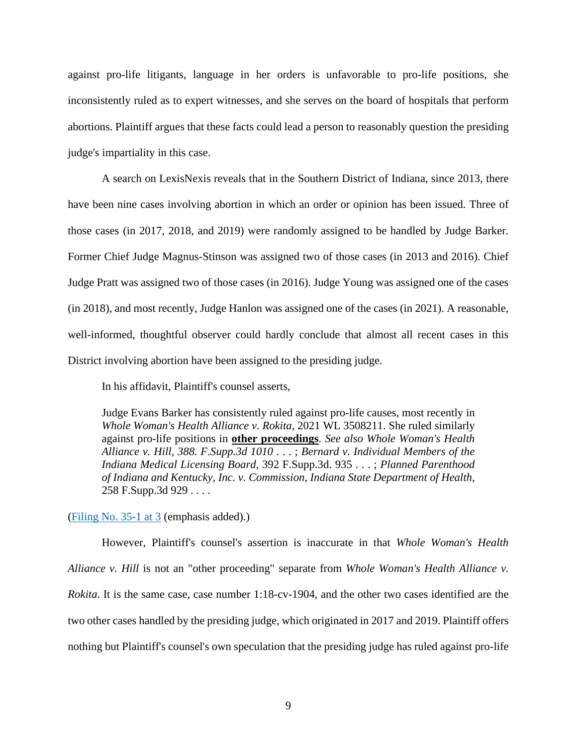against pro-life litigants, language in her orders is unfavorable to pro-life positions, she inconsistently ruled as to expert witnesses, and she serves on the board of hospitals that perform abortions. Plaintiff argues that these facts could lead a person to reasonably question the presiding judge's impartiality in this case.

A search on LexisNexis reveals that in the Southern District of Indiana, since 2013, there have been nine cases involving abortion in which an order or opinion has been issued. Three of those cases (in 2017, 2018, and 2019) were randomly assigned to be handled by Judge Barker. Former Chief Judge Magnus-Stinson was assigned two of those cases (in 2013 and 2016). Chief Judge Pratt was assigned two of those cases (in 2016). Judge Young was assigned one of the cases (in 2018), and most recently, Judge Hanlon was assigned one of the cases (in 2021). A reasonable, well-informed, thoughtful observer could hardly conclude that almost all recent cases in this District involving abortion have been assigned to the presiding judge.

In his affidavit, Plaintiff's counsel asserts,

> Judge Evans Barker has consistently ruled against pro-life causes, most recently in *Whole Woman's Health Alliance v. Rokita*, 2021 WL 3508211. She ruled similarly against pro-life positions in **<u>other proceedings</u>**. *See also Whole Woman's Health Alliance v. Hill, 388. F.Supp.3d 1010* . . . ; *Bernard v. Individual Members of the Indiana Medical Licensing Board*, 392 F.Supp.3d. 935 . . . ; *Planned Parenthood of Indiana and Kentucky, Inc. v. Commission, Indiana State Department of Health*, 258 F.Supp.3d 929 . . . .

(Filing No. 35-1 at 3 (emphasis added).)

However, Plaintiff's counsel's assertion is inaccurate in that *Whole Woman's Health Alliance v. Hill* is not an "other proceeding" separate from *Whole Woman's Health Alliance v. Rokita*. It is the same case, case number 1:18-cv-1904, and the other two cases identified are the two other cases handled by the presiding judge, which originated in 2017 and 2019. Plaintiff offers nothing but Plaintiff's counsel's own speculation that the presiding judge has ruled against pro-life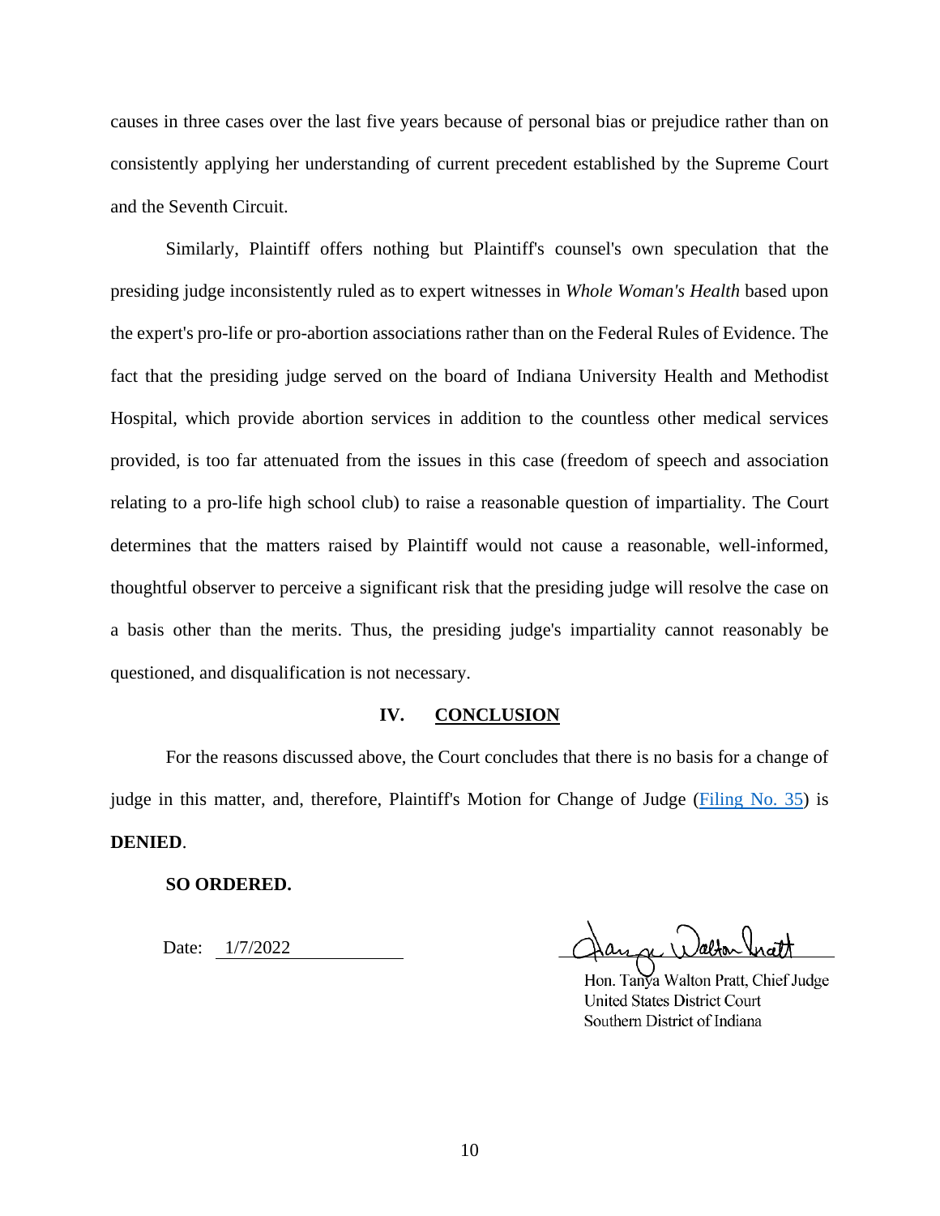causes in three cases over the last five years because of personal bias or prejudice rather than on consistently applying her understanding of current precedent established by the Supreme Court and the Seventh Circuit.

Similarly, Plaintiff offers nothing but Plaintiff's counsel's own speculation that the presiding judge inconsistently ruled as to expert witnesses in *Whole Woman's Health* based upon the expert's pro-life or pro-abortion associations rather than on the Federal Rules of Evidence. The fact that the presiding judge served on the board of Indiana University Health and Methodist Hospital, which provide abortion services in addition to the countless other medical services provided, is too far attenuated from the issues in this case (freedom of speech and association relating to a pro-life high school club) to raise a reasonable question of impartiality. The Court determines that the matters raised by Plaintiff would not cause a reasonable, well-informed, thoughtful observer to perceive a significant risk that the presiding judge will resolve the case on a basis other than the merits. Thus, the presiding judge's impartiality cannot reasonably be questioned, and disqualification is not necessary.

## IV. CONCLUSION

For the reasons discussed above, the Court concludes that there is no basis for a change of judge in this matter, and, therefore, Plaintiff's Motion for Change of Judge (Filing No. 35) is **DENIED**.

**SO ORDERED.**

Date: 1/7/2022

Hon. Tanya Walton Pratt, Chief Judge
United States District Court
Southern District of Indiana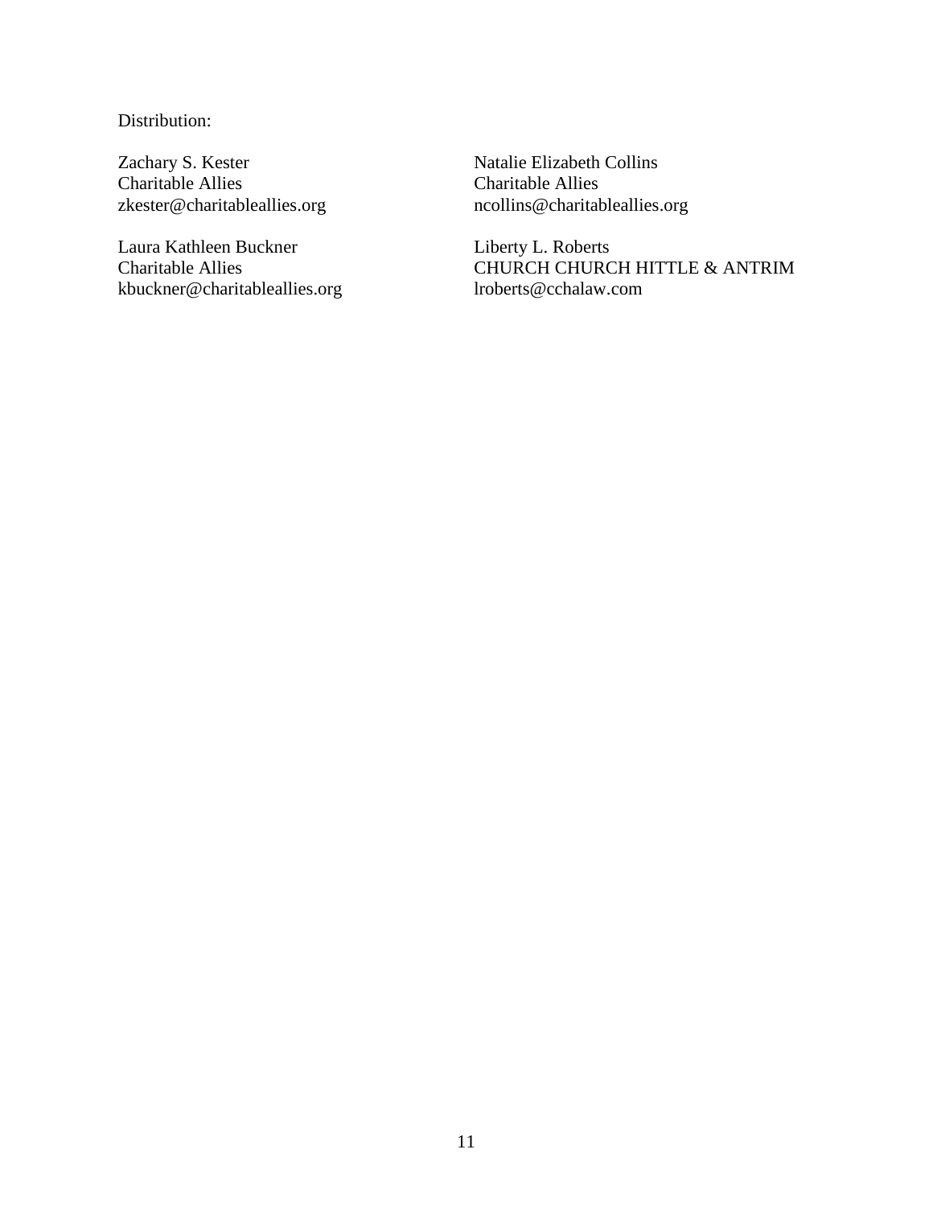Distribution:

Zachary S. Kester
Charitable Allies
zkester@charitableallies.org

Laura Kathleen Buckner
Charitable Allies
kbuckner@charitableallies.org

Natalie Elizabeth Collins
Charitable Allies
ncollins@charitableallies.org

Liberty L. Roberts
CHURCH CHURCH HITTLE & ANTRIM
lroberts@cchalaw.com